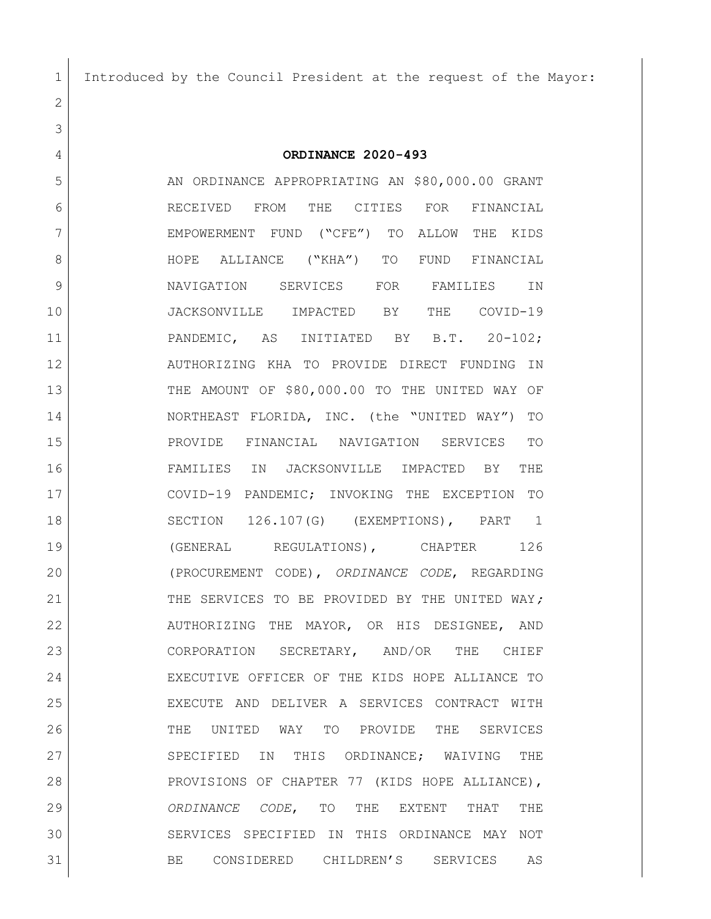Introduced by the Council President at the request of the Mayor:

**ORDINANCE 2020-493**

AN ORDINANCE APPROPRIATING AN $80,000.00 GRANT RECEIVED FROM THE CITIES FOR FINANCIAL EMPOWERMENT FUND ("CFE") TO ALLOW THE KIDS HOPE ALLIANCE ("KHA") TO FUND FINANCIAL NAVIGATION SERVICES FOR FAMILIES IN JACKSONVILLE IMPACTED BY THE COVID-19 PANDEMIC, AS INITIATED BY B.T. 20-102; AUTHORIZING KHA TO PROVIDE DIRECT FUNDING IN THE AMOUNT OF $80,000.00 TO THE UNITED WAY OF NORTHEAST FLORIDA, INC. (the "UNITED WAY") TO PROVIDE FINANCIAL NAVIGATION SERVICES TO FAMILIES IN JACKSONVILLE IMPACTED BY THE COVID-19 PANDEMIC; INVOKING THE EXCEPTION TO SECTION 126.107(G) (EXEMPTIONS), PART 1 (GENERAL REGULATIONS), CHAPTER 126 (PROCUREMENT CODE), *ORDINANCE CODE*, REGARDING THE SERVICES TO BE PROVIDED BY THE UNITED WAY; AUTHORIZING THE MAYOR, OR HIS DESIGNEE, AND CORPORATION SECRETARY, AND/OR THE CHIEF EXECUTIVE OFFICER OF THE KIDS HOPE ALLIANCE TO EXECUTE AND DELIVER A SERVICES CONTRACT WITH THE UNITED WAY TO PROVIDE THE SERVICES SPECIFIED IN THIS ORDINANCE; WAIVING THE PROVISIONS OF CHAPTER 77 (KIDS HOPE ALLIANCE), *ORDINANCE CODE*, TO THE EXTENT THAT THE SERVICES SPECIFIED IN THIS ORDINANCE MAY NOT BE CONSIDERED CHILDREN'S SERVICES AS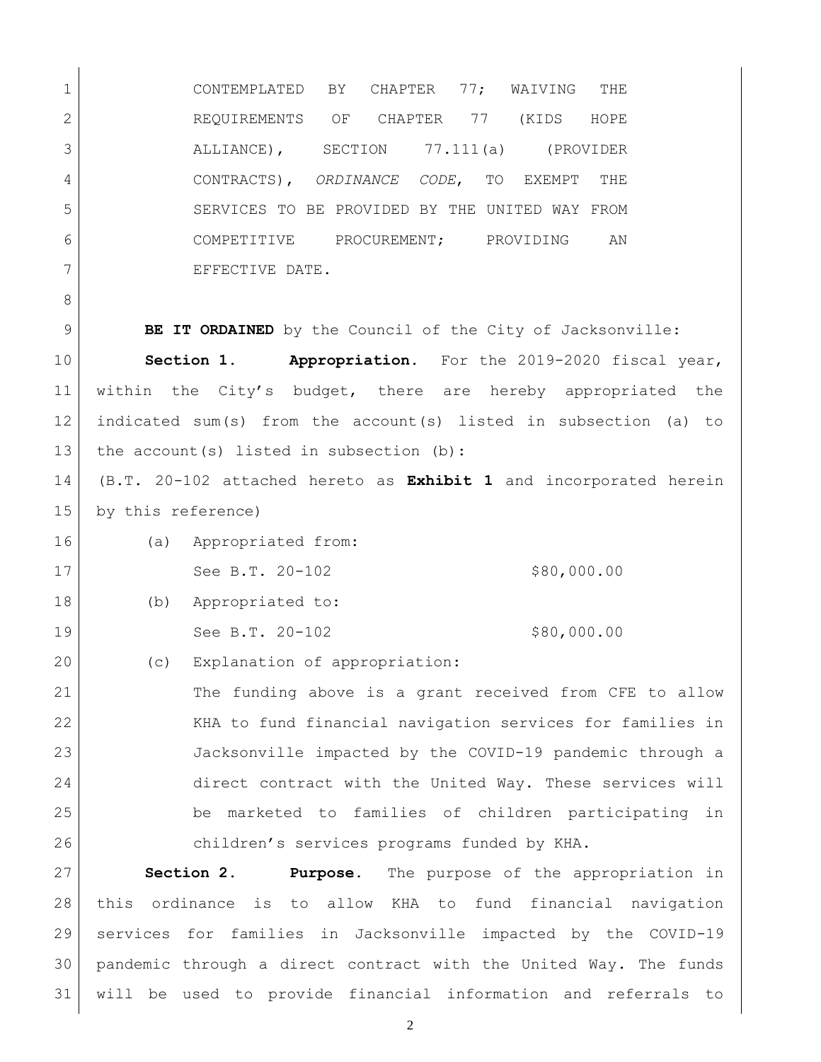CONTEMPLATED BY CHAPTER 77; WAIVING THE REQUIREMENTS OF CHAPTER 77 (KIDS HOPE ALLIANCE), SECTION 77.111(a) (PROVIDER CONTRACTS), *ORDINANCE CODE*, TO EXEMPT THE SERVICES TO BE PROVIDED BY THE UNITED WAY FROM COMPETITIVE PROCUREMENT; PROVIDING AN EFFECTIVE DATE.

**BE IT ORDAINED** by the Council of the City of Jacksonville:

**Section 1. Appropriation.** For the 2019-2020 fiscal year, within the City's budget, there are hereby appropriated the indicated sum(s) from the account(s) listed in subsection (a) to the account(s) listed in subsection (b):

(B.T. 20-102 attached hereto as **Exhibit 1** and incorporated herein by this reference)

(a) Appropriated from:

See B.T. 20-102 $80,000.00

(b) Appropriated to:

See B.T. 20-102 $80,000.00

(c) Explanation of appropriation:

The funding above is a grant received from CFE to allow KHA to fund financial navigation services for families in Jacksonville impacted by the COVID-19 pandemic through a direct contract with the United Way. These services will be marketed to families of children participating in children's services programs funded by KHA.

**Section 2. Purpose.** The purpose of the appropriation in this ordinance is to allow KHA to fund financial navigation services for families in Jacksonville impacted by the COVID-19 pandemic through a direct contract with the United Way. The funds will be used to provide financial information and referrals to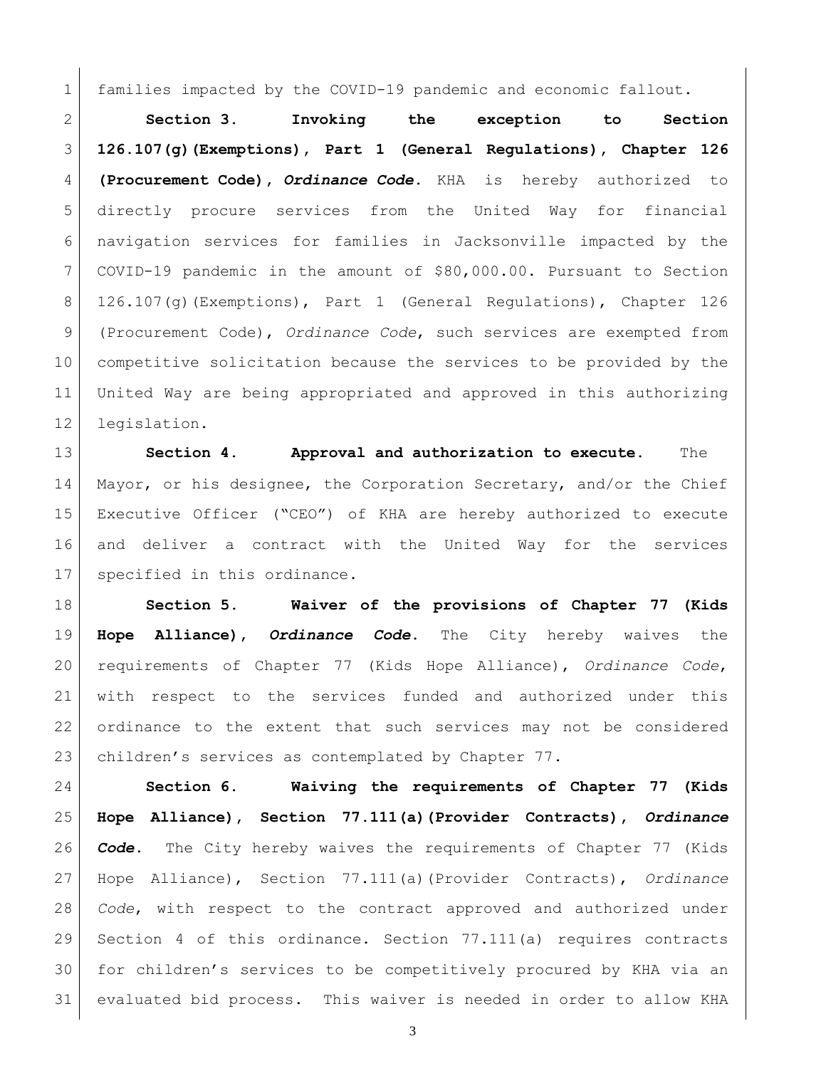families impacted by the COVID-19 pandemic and economic fallout.

**Section 3. Invoking the exception to Section 126.107(g)(Exemptions), Part 1 (General Regulations), Chapter 126 (Procurement Code), *Ordinance Code*.** KHA is hereby authorized to directly procure services from the United Way for financial navigation services for families in Jacksonville impacted by the COVID-19 pandemic in the amount of $80,000.00. Pursuant to Section 126.107(g)(Exemptions), Part 1 (General Regulations), Chapter 126 (Procurement Code), *Ordinance Code*, such services are exempted from competitive solicitation because the services to be provided by the United Way are being appropriated and approved in this authorizing legislation.

**Section 4. Approval and authorization to execute.** The Mayor, or his designee, the Corporation Secretary, and/or the Chief Executive Officer ("CEO") of KHA are hereby authorized to execute and deliver a contract with the United Way for the services specified in this ordinance.

**Section 5. Waiver of the provisions of Chapter 77 (Kids Hope Alliance), *Ordinance Code*.** The City hereby waives the requirements of Chapter 77 (Kids Hope Alliance), *Ordinance Code*, with respect to the services funded and authorized under this ordinance to the extent that such services may not be considered children's services as contemplated by Chapter 77.

**Section 6. Waiving the requirements of Chapter 77 (Kids Hope Alliance), Section 77.111(a)(Provider Contracts), *Ordinance Code*.** The City hereby waives the requirements of Chapter 77 (Kids Hope Alliance), Section 77.111(a)(Provider Contracts), *Ordinance Code*, with respect to the contract approved and authorized under Section 4 of this ordinance. Section 77.111(a) requires contracts for children's services to be competitively procured by KHA via an evaluated bid process. This waiver is needed in order to allow KHA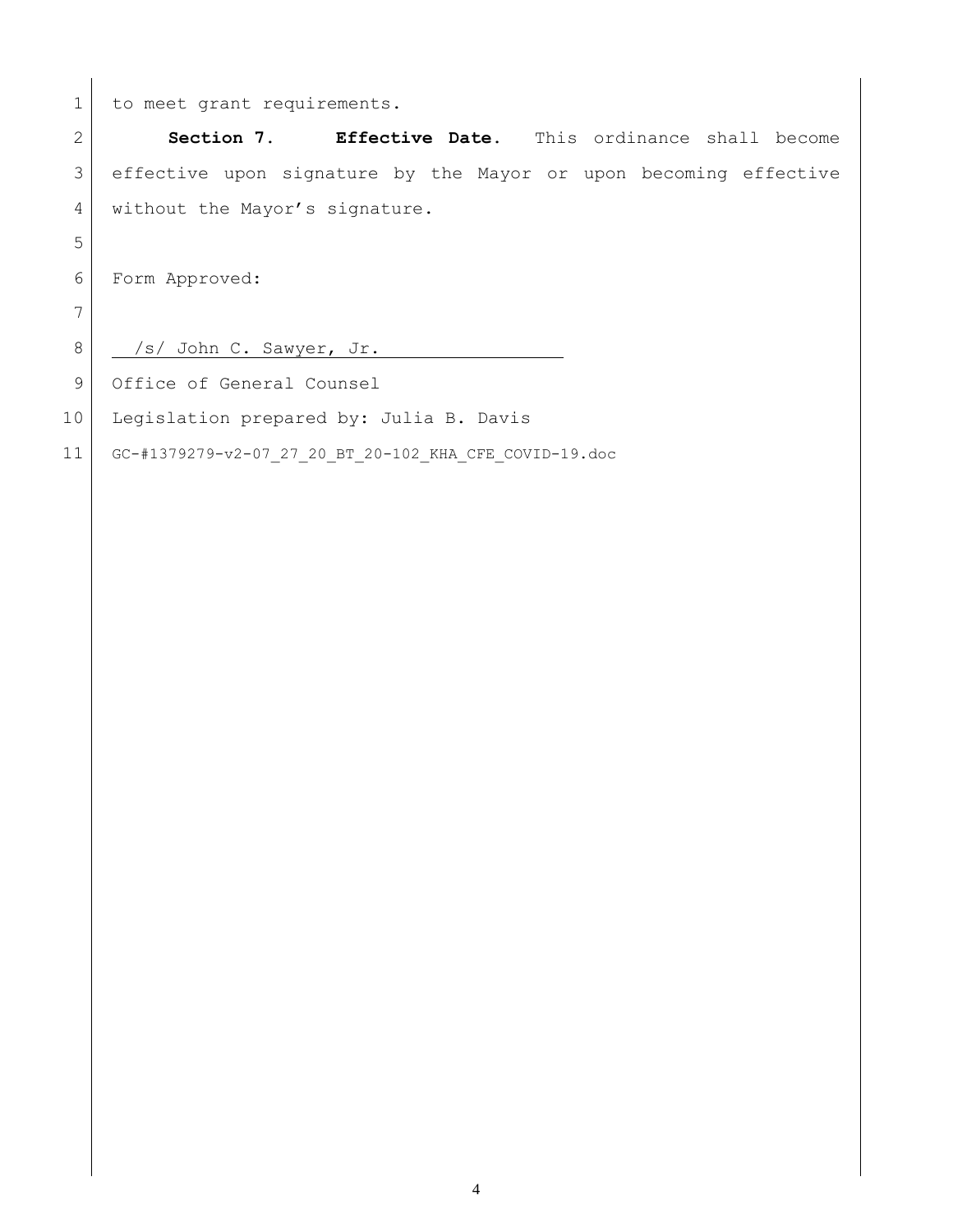to meet grant requirements.

**Section 7. Effective Date.** This ordinance shall become effective upon signature by the Mayor or upon becoming effective without the Mayor's signature.

Form Approved:

/s/ John C. Sawyer, Jr.

Office of General Counsel

Legislation prepared by: Julia B. Davis

GC-#1379279-v2-07_27_20_BT_20-102_KHA_CFE_COVID-19.doc